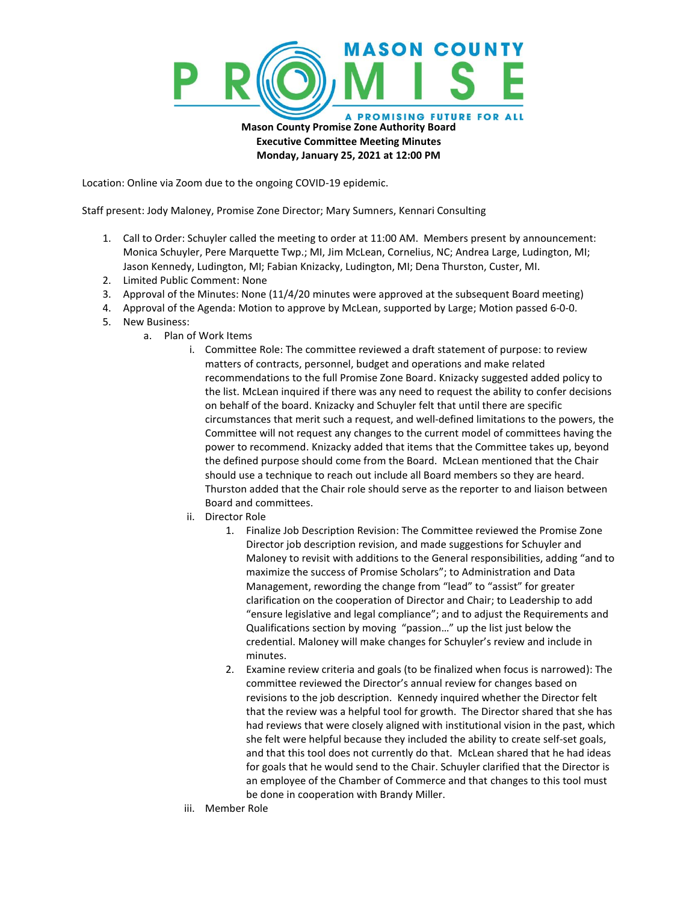# MASON COUNTY PROMISE

A PROMISING FUTURE FOR ALL

**Mason County Promise Zone Authority Board**
**Executive Committee Meeting Minutes**
**Monday, January 25, 2021 at 12:00 PM**

Location: Online via Zoom due to the ongoing COVID-19 epidemic.

Staff present: Jody Maloney, Promise Zone Director; Mary Sumners, Kennari Consulting

1. Call to Order: Schuyler called the meeting to order at 11:00 AM. Members present by announcement: Monica Schuyler, Pere Marquette Twp.; MI, Jim McLean, Cornelius, NC; Andrea Large, Ludington, MI; Jason Kennedy, Ludington, MI; Fabian Knizacky, Ludington, MI; Dena Thurston, Custer, MI.
2. Limited Public Comment: None
3. Approval of the Minutes: None (11/4/20 minutes were approved at the subsequent Board meeting)
4. Approval of the Agenda: Motion to approve by McLean, supported by Large; Motion passed 6-0-0.
5. New Business:
    a. Plan of Work Items
        i. Committee Role: The committee reviewed a draft statement of purpose: to review matters of contracts, personnel, budget and operations and make related recommendations to the full Promise Zone Board. Knizacky suggested added policy to the list. McLean inquired if there was any need to request the ability to confer decisions on behalf of the board. Knizacky and Schuyler felt that until there are specific circumstances that merit such a request, and well-defined limitations to the powers, the Committee will not request any changes to the current model of committees having the power to recommend. Knizacky added that items that the Committee takes up, beyond the defined purpose should come from the Board. McLean mentioned that the Chair should use a technique to reach out include all Board members so they are heard. Thurston added that the Chair role should serve as the reporter to and liaison between Board and committees.
        ii. Director Role
            1. Finalize Job Description Revision: The Committee reviewed the Promise Zone Director job description revision, and made suggestions for Schuyler and Maloney to revisit with additions to the General responsibilities, adding "and to maximize the success of Promise Scholars"; to Administration and Data Management, rewording the change from "lead" to "assist" for greater clarification on the cooperation of Director and Chair; to Leadership to add "ensure legislative and legal compliance"; and to adjust the Requirements and Qualifications section by moving "passion…" up the list just below the credential. Maloney will make changes for Schuyler's review and include in minutes.
            2. Examine review criteria and goals (to be finalized when focus is narrowed): The committee reviewed the Director's annual review for changes based on revisions to the job description. Kennedy inquired whether the Director felt that the review was a helpful tool for growth. The Director shared that she has had reviews that were closely aligned with institutional vision in the past, which she felt were helpful because they included the ability to create self-set goals, and that this tool does not currently do that. McLean shared that he had ideas for goals that he would send to the Chair. Schuyler clarified that the Director is an employee of the Chamber of Commerce and that changes to this tool must be done in cooperation with Brandy Miller.
        iii. Member Role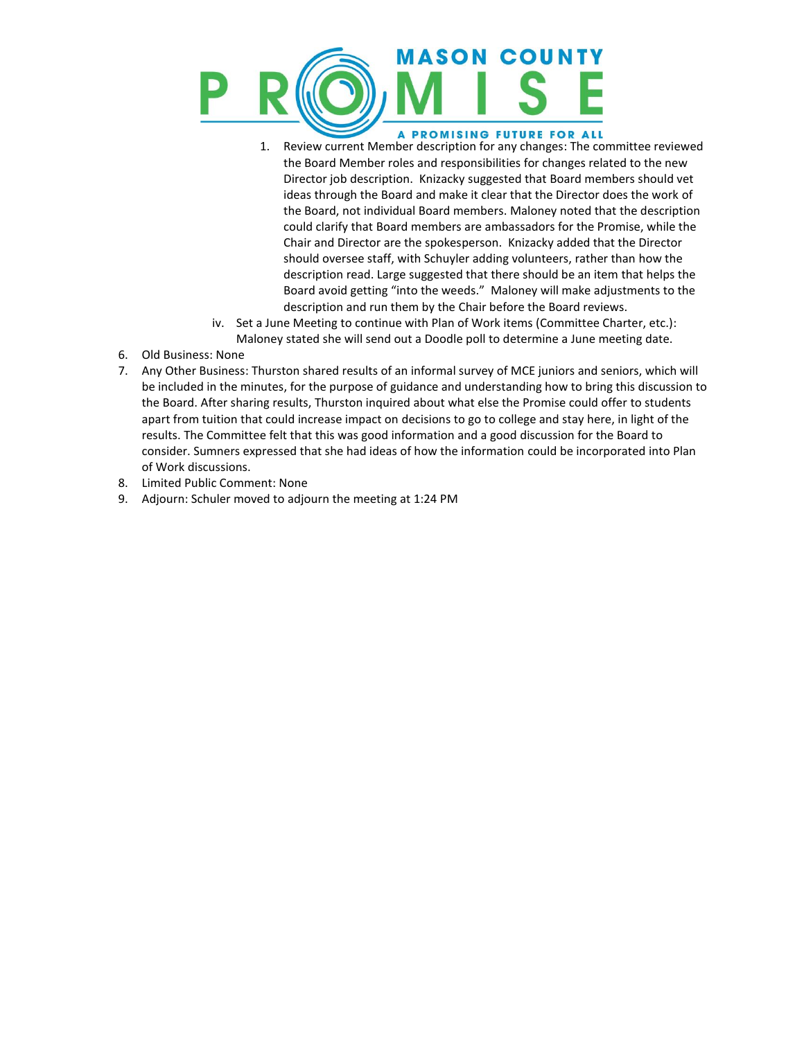1. Review current Member description for any changes: The committee reviewed the Board Member roles and responsibilities for changes related to the new Director job description. Knizacky suggested that Board members should vet ideas through the Board and make it clear that the Director does the work of the Board, not individual Board members. Maloney noted that the description could clarify that Board members are ambassadors for the Promise, while the Chair and Director are the spokesperson. Knizacky added that the Director should oversee staff, with Schuyler adding volunteers, rather than how the description read. Large suggested that there should be an item that helps the Board avoid getting "into the weeds." Maloney will make adjustments to the description and run them by the Chair before the Board reviews.

iv. Set a June Meeting to continue with Plan of Work items (Committee Charter, etc.): Maloney stated she will send out a Doodle poll to determine a June meeting date.

6. Old Business: None
7. Any Other Business: Thurston shared results of an informal survey of MCE juniors and seniors, which will be included in the minutes, for the purpose of guidance and understanding how to bring this discussion to the Board. After sharing results, Thurston inquired about what else the Promise could offer to students apart from tuition that could increase impact on decisions to go to college and stay here, in light of the results. The Committee felt that this was good information and a good discussion for the Board to consider. Sumners expressed that she had ideas of how the information could be incorporated into Plan of Work discussions.
8. Limited Public Comment: None
9. Adjourn: Schuler moved to adjourn the meeting at 1:24 PM